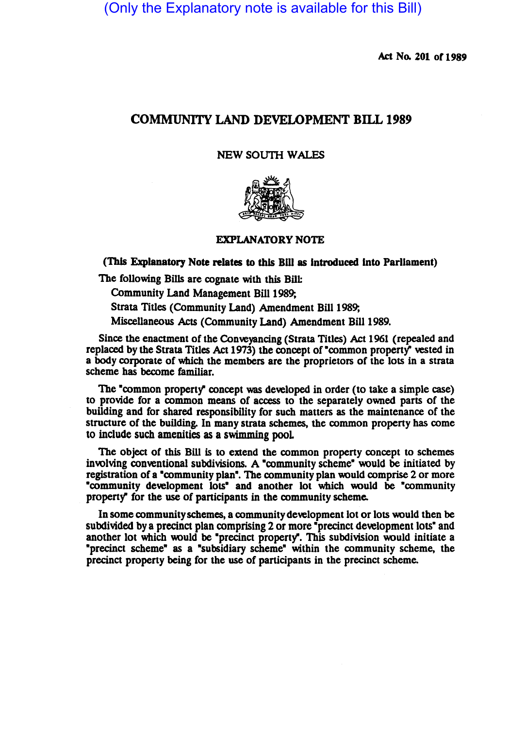(Only the Explanatory note is available for this Bill)

Act No. 201 of 1989

# COMMUNITY LAND DEVELOPMENT BILL 1989

NEW SOUTH WALES

## EXPLANATORY NOTE

**(This Explanatory Note relates to this Bill as introduced into Parliament)**

The following Bills are cognate with this Bill:

Community Land Management Bill 1989;

Strata Titles (Community Land) Amendment Bill 1989;

Miscellaneous Acts (Community Land) Amendment Bill 1989.

Since the enactment of the Conveyancing (Strata Titles) Act 1961 (repealed and replaced by the Strata Titles Act 1973) the concept of "common property" vested in a body corporate of which the members are the proprietors of the lots in a strata scheme has become familiar.

The "common property" concept was developed in order (to take a simple case) to provide for a common means of access to the separately owned parts of the building and for shared responsibility for such matters as the maintenance of the structure of the building. In many strata schemes, the common property has come to include such amenities as a swimming pool.

The object of this Bill is to extend the common property concept to schemes involving conventional subdivisions. A "community scheme" would be initiated by registration of a "community plan". The community plan would comprise 2 or more "community development lots" and another lot which would be "community property" for the use of participants in the community scheme.

In some community schemes, a community development lot or lots would then be subdivided by a precinct plan comprising 2 or more "precinct development lots" and another lot which would be "precinct property". This subdivision would initiate a "precinct scheme" as a "subsidiary scheme" within the community scheme, the precinct property being for the use of participants in the precinct scheme.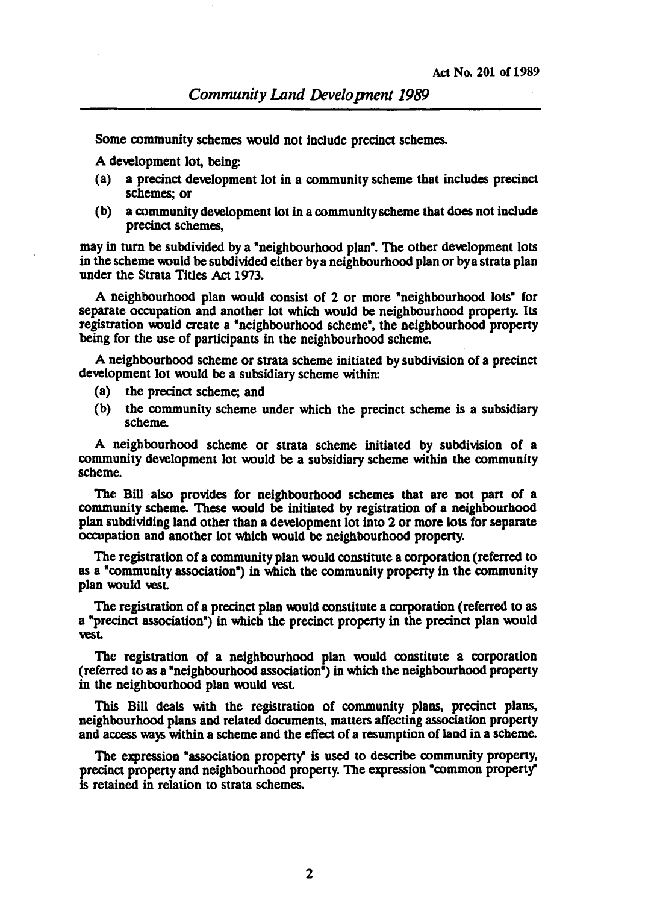Some community schemes would not include precinct schemes.

A development lot, being:

- (a) a precinct development lot in a community scheme that includes precinct schemes; or
- (b) a community development lot in a community scheme that does not include precinct schemes,

may in turn be subdivided by a "neighbourhood plan". The other development lots in the scheme would be subdivided either by a neighbourhood plan or by a strata plan under the Strata Titles Act 1973.

A neighbourhood plan would consist of 2 or more "neighbourhood lots" for separate occupation and another lot which would be neighbourhood property. Its registration would create a "neighbourhood scheme", the neighbourhood property being for the use of participants in the neighbourhood scheme.

A neighbourhood scheme or strata scheme initiated by subdivision of a precinct development lot would be a subsidiary scheme within:

- (a) the precinct scheme; and
- (b) the community scheme under which the precinct scheme is a subsidiary scheme.

A neighbourhood scheme or strata scheme initiated by subdivision of a community development lot would be a subsidiary scheme within the community scheme.

The Bill also provides for neighbourhood schemes that are not part of a community scheme. These would be initiated by registration of a neighbourhood plan subdividing land other than a development lot into 2 or more lots for separate occupation and another lot which would be neighbourhood property.

The registration of a community plan would constitute a corporation (referred to as a "community association") in which the community property in the community plan would vest.

The registration of a precinct plan would constitute a corporation (referred to as a "precinct association") in which the precinct property in the precinct plan would vest.

The registration of a neighbourhood plan would constitute a corporation (referred to as a "neighbourhood association") in which the neighbourhood property in the neighbourhood plan would vest.

This Bill deals with the registration of community plans, precinct plans, neighbourhood plans and related documents, matters affecting association property and access ways within a scheme and the effect of a resumption of land in a scheme.

The expression "association property" is used to describe community property, precinct property and neighbourhood property. The expression "common property" is retained in relation to strata schemes.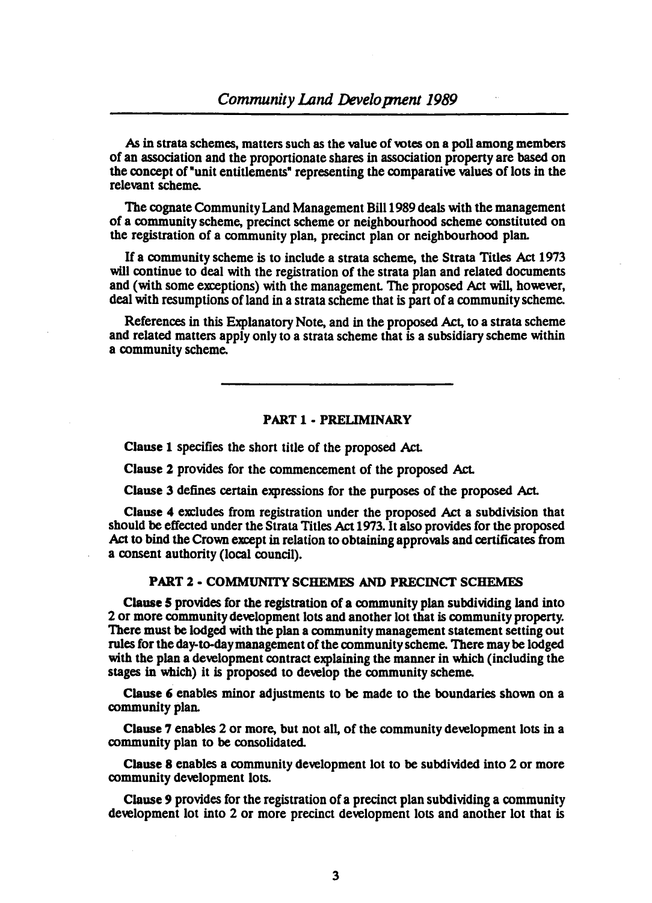As in strata schemes, matters such as the value of votes on a poll among members of an association and the proportionate shares in association property are based on the concept of "unit entitlements" representing the comparative values of lots in the relevant scheme.

The cognate Community Land Management Bill 1989 deals with the management of a community scheme, precinct scheme or neighbourhood scheme constituted on the registration of a community plan, precinct plan or neighbourhood plan.

If a community scheme is to include a strata scheme, the Strata Titles Act 1973 will continue to deal with the registration of the strata plan and related documents and (with some exceptions) with the management. The proposed Act will, however, deal with resumptions of land in a strata scheme that is part of a community scheme.

References in this Explanatory Note, and in the proposed Act, to a strata scheme and related matters apply only to a strata scheme that is a subsidiary scheme within a community scheme.

---

## PART 1 - PRELIMINARY

**Clause 1** specifies the short title of the proposed Act.

**Clause 2** provides for the commencement of the proposed Act.

**Clause 3** defines certain expressions for the purposes of the proposed Act.

**Clause 4** excludes from registration under the proposed Act a subdivision that should be effected under the Strata Titles Act 1973. It also provides for the proposed Act to bind the Crown except in relation to obtaining approvals and certificates from a consent authority (local council).

## PART 2 - COMMUNITY SCHEMES AND PRECINCT SCHEMES

**Clause 5** provides for the registration of a community plan subdividing land into 2 or more community development lots and another lot that is community property. There must be lodged with the plan a community management statement setting out rules for the day-to-day management of the community scheme. There may be lodged with the plan a development contract explaining the manner in which (including the stages in which) it is proposed to develop the community scheme.

**Clause 6** enables minor adjustments to be made to the boundaries shown on a community plan.

**Clause 7** enables 2 or more, but not all, of the community development lots in a community plan to be consolidated.

**Clause 8** enables a community development lot to be subdivided into 2 or more community development lots.

**Clause 9** provides for the registration of a precinct plan subdividing a community development lot into 2 or more precinct development lots and another lot that is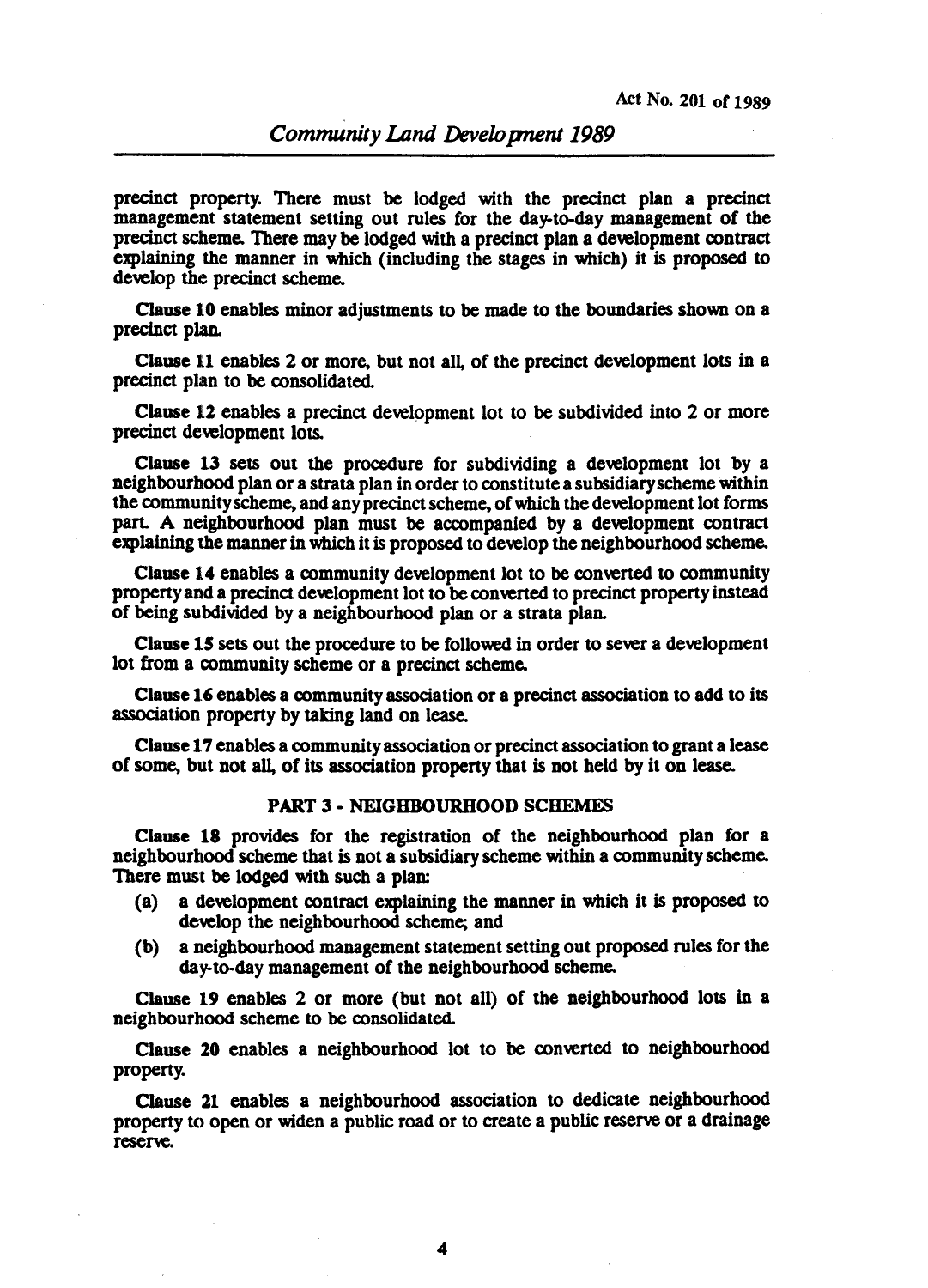precinct property. There must be lodged with the precinct plan a precinct management statement setting out rules for the day-to-day management of the precinct scheme. There may be lodged with a precinct plan a development contract explaining the manner in which (including the stages in which) it is proposed to develop the precinct scheme.

**Clause 10** enables minor adjustments to be made to the boundaries shown on a precinct plan.

**Clause 11** enables 2 or more, but not all, of the precinct development lots in a precinct plan to be consolidated.

**Clause 12** enables a precinct development lot to be subdivided into 2 or more precinct development lots.

**Clause 13** sets out the procedure for subdividing a development lot by a neighbourhood plan or a strata plan in order to constitute a subsidiary scheme within the community scheme, and any precinct scheme, of which the development lot forms part. A neighbourhood plan must be accompanied by a development contract explaining the manner in which it is proposed to develop the neighbourhood scheme.

**Clause 14** enables a community development lot to be converted to community property and a precinct development lot to be converted to precinct property instead of being subdivided by a neighbourhood plan or a strata plan.

**Clause 15** sets out the procedure to be followed in order to sever a development lot from a community scheme or a precinct scheme.

**Clause 16** enables a community association or a precinct association to add to its association property by taking land on lease.

**Clause 17** enables a community association or precinct association to grant a lease of some, but not all, of its association property that is not held by it on lease.

## PART 3 - NEIGHBOURHOOD SCHEMES

**Clause 18** provides for the registration of the neighbourhood plan for a neighbourhood scheme that is not a subsidiary scheme within a community scheme. There must be lodged with such a plan:

- (a) a development contract explaining the manner in which it is proposed to develop the neighbourhood scheme; and
- (b) a neighbourhood management statement setting out proposed rules for the day-to-day management of the neighbourhood scheme.

**Clause 19** enables 2 or more (but not all) of the neighbourhood lots in a neighbourhood scheme to be consolidated.

**Clause 20** enables a neighbourhood lot to be converted to neighbourhood property.

**Clause 21** enables a neighbourhood association to dedicate neighbourhood property to open or widen a public road or to create a public reserve or a drainage reserve.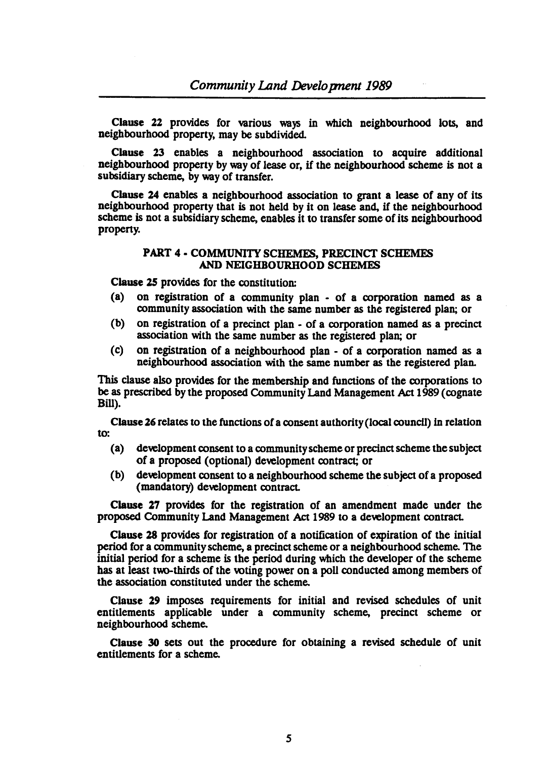**Clause 22** provides for various ways in which neighbourhood lots, and neighbourhood property, may be subdivided.

**Clause 23** enables a neighbourhood association to acquire additional neighbourhood property by way of lease or, if the neighbourhood scheme is not a subsidiary scheme, by way of transfer.

**Clause 24** enables a neighbourhood association to grant a lease of any of its neighbourhood property that is not held by it on lease and, if the neighbourhood scheme is not a subsidiary scheme, enables it to transfer some of its neighbourhood property.

## PART 4 - COMMUNITY SCHEMES, PRECINCT SCHEMES AND NEIGHBOURHOOD SCHEMES

**Clause 25** provides for the constitution:

(a) on registration of a community plan - of a corporation named as a community association with the same number as the registered plan; or

(b) on registration of a precinct plan - of a corporation named as a precinct association with the same number as the registered plan; or

(c) on registration of a neighbourhood plan - of a corporation named as a neighbourhood association with the same number as the registered plan.

This clause also provides for the membership and functions of the corporations to be as prescribed by the proposed Community Land Management Act 1989 (cognate Bill).

**Clause 26** relates to the functions of a consent authority (local council) in relation to:

(a) development consent to a community scheme or precinct scheme the subject of a proposed (optional) development contract; or

(b) development consent to a neighbourhood scheme the subject of a proposed (mandatory) development contract.

**Clause 27** provides for the registration of an amendment made under the proposed Community Land Management Act 1989 to a development contract.

**Clause 28** provides for registration of a notification of expiration of the initial period for a community scheme, a precinct scheme or a neighbourhood scheme. The initial period for a scheme is the period during which the developer of the scheme has at least two-thirds of the voting power on a poll conducted among members of the association constituted under the scheme.

**Clause 29** imposes requirements for initial and revised schedules of unit entitlements applicable under a community scheme, precinct scheme or neighbourhood scheme.

**Clause 30** sets out the procedure for obtaining a revised schedule of unit entitlements for a scheme.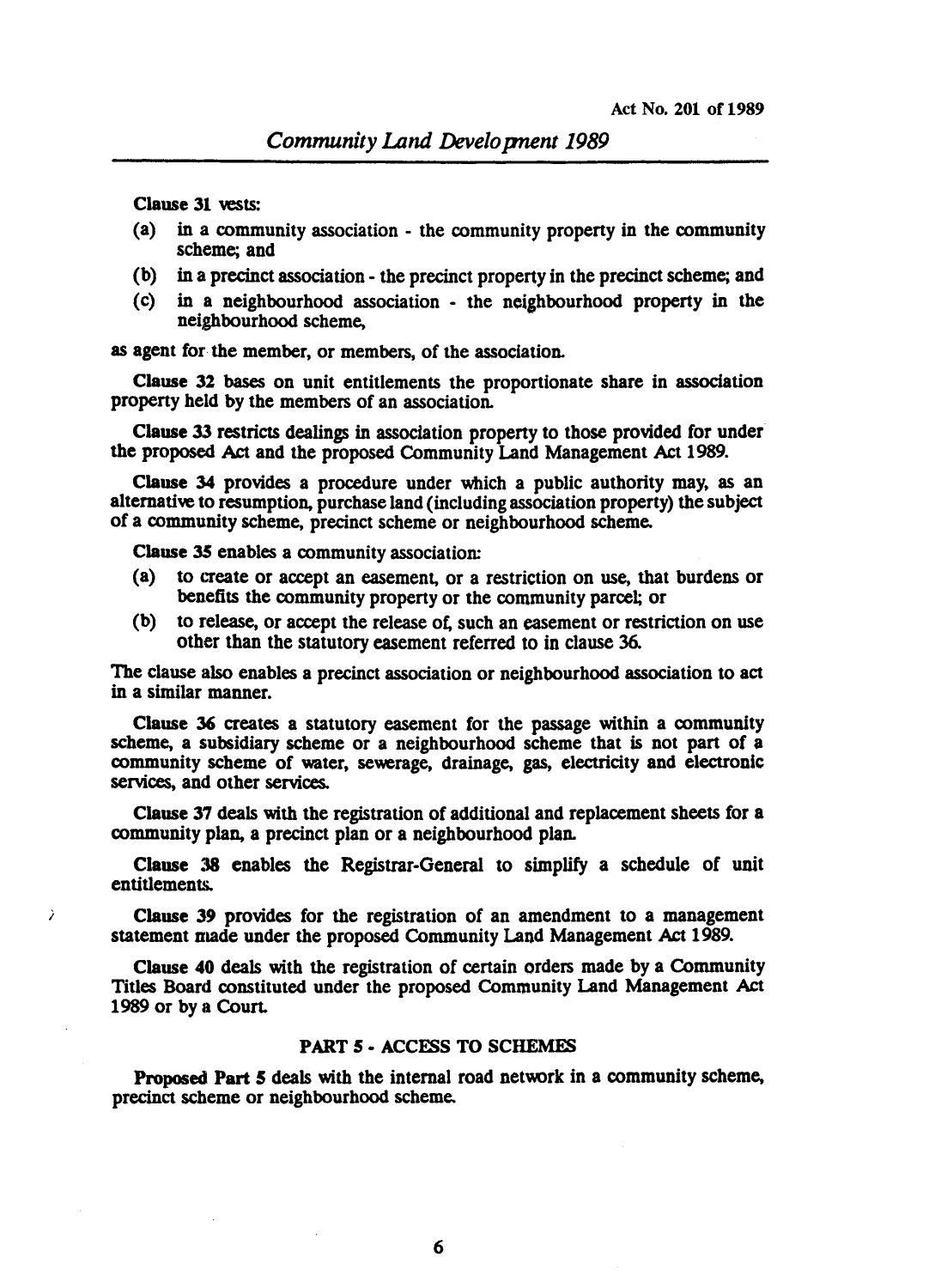**Clause 31** vests:

(a) in a community association - the community property in the community scheme; and

(b) in a precinct association - the precinct property in the precinct scheme; and

(c) in a neighbourhood association - the neighbourhood property in the neighbourhood scheme,

as agent for the member, or members, of the association.

**Clause 32** bases on unit entitlements the proportionate share in association property held by the members of an association.

**Clause 33** restricts dealings in association property to those provided for under the proposed Act and the proposed Community Land Management Act 1989.

**Clause 34** provides a procedure under which a public authority may, as an alternative to resumption, purchase land (including association property) the subject of a community scheme, precinct scheme or neighbourhood scheme.

**Clause 35** enables a community association:

(a) to create or accept an easement, or a restriction on use, that burdens or benefits the community property or the community parcel; or

(b) to release, or accept the release of, such an easement or restriction on use other than the statutory easement referred to in clause 36.

The clause also enables a precinct association or neighbourhood association to act in a similar manner.

**Clause 36** creates a statutory easement for the passage within a community scheme, a subsidiary scheme or a neighbourhood scheme that is not part of a community scheme of water, sewerage, drainage, gas, electricity and electronic services, and other services.

**Clause 37** deals with the registration of additional and replacement sheets for a community plan, a precinct plan or a neighbourhood plan.

**Clause 38** enables the Registrar-General to simplify a schedule of unit entitlements.

**Clause 39** provides for the registration of an amendment to a management statement made under the proposed Community Land Management Act 1989.

**Clause 40** deals with the registration of certain orders made by a Community Titles Board constituted under the proposed Community Land Management Act 1989 or by a Court.

## PART 5 - ACCESS TO SCHEMES

**Proposed Part 5** deals with the internal road network in a community scheme, precinct scheme or neighbourhood scheme.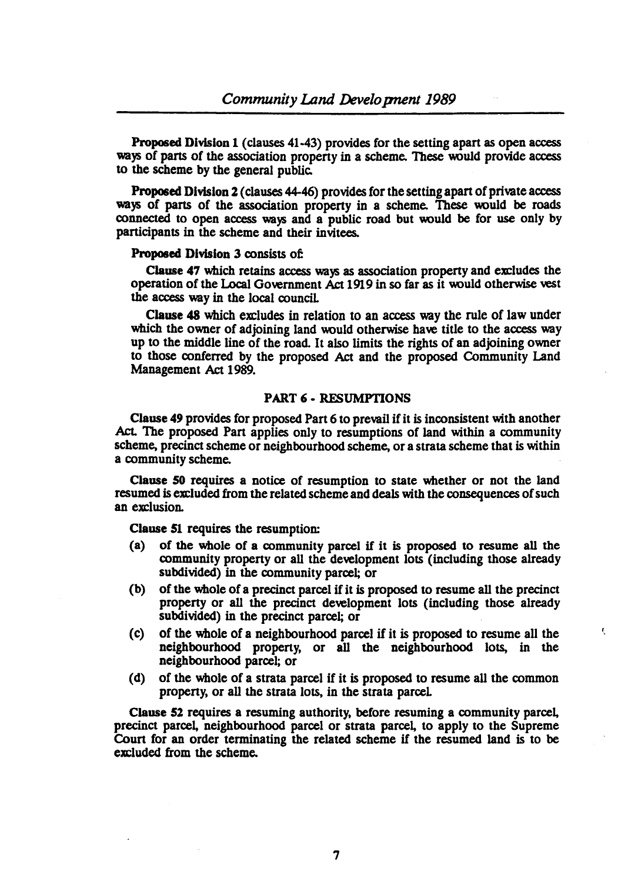**Proposed Division 1** (clauses 41-43) provides for the setting apart as open access ways of parts of the association property in a scheme. These would provide access to the scheme by the general public.

**Proposed Division 2** (clauses 44-46) provides for the setting apart of private access ways of parts of the association property in a scheme. These would be roads connected to open access ways and a public road but would be for use only by participants in the scheme and their invitees.

**Proposed Division 3** consists of:

**Clause 47** which retains access ways as association property and excludes the operation of the Local Government Act 1919 in so far as it would otherwise vest the access way in the local council.

**Clause 48** which excludes in relation to an access way the rule of law under which the owner of adjoining land would otherwise have title to the access way up to the middle line of the road. It also limits the rights of an adjoining owner to those conferred by the proposed Act and the proposed Community Land Management Act 1989.

## PART 6 - RESUMPTIONS

**Clause 49** provides for proposed Part 6 to prevail if it is inconsistent with another Act. The proposed Part applies only to resumptions of land within a community scheme, precinct scheme or neighbourhood scheme, or a strata scheme that is within a community scheme.

**Clause 50** requires a notice of resumption to state whether or not the land resumed is excluded from the related scheme and deals with the consequences of such an exclusion.

**Clause 51** requires the resumption:

- (a) of the whole of a community parcel if it is proposed to resume all the community property or all the development lots (including those already subdivided) in the community parcel; or
- (b) of the whole of a precinct parcel if it is proposed to resume all the precinct property or all the precinct development lots (including those already subdivided) in the precinct parcel; or
- (c) of the whole of a neighbourhood parcel if it is proposed to resume all the neighbourhood property, or all the neighbourhood lots, in the neighbourhood parcel; or
- (d) of the whole of a strata parcel if it is proposed to resume all the common property, or all the strata lots, in the strata parcel.

**Clause 52** requires a resuming authority, before resuming a community parcel, precinct parcel, neighbourhood parcel or strata parcel, to apply to the Supreme Court for an order terminating the related scheme if the resumed land is to be excluded from the scheme.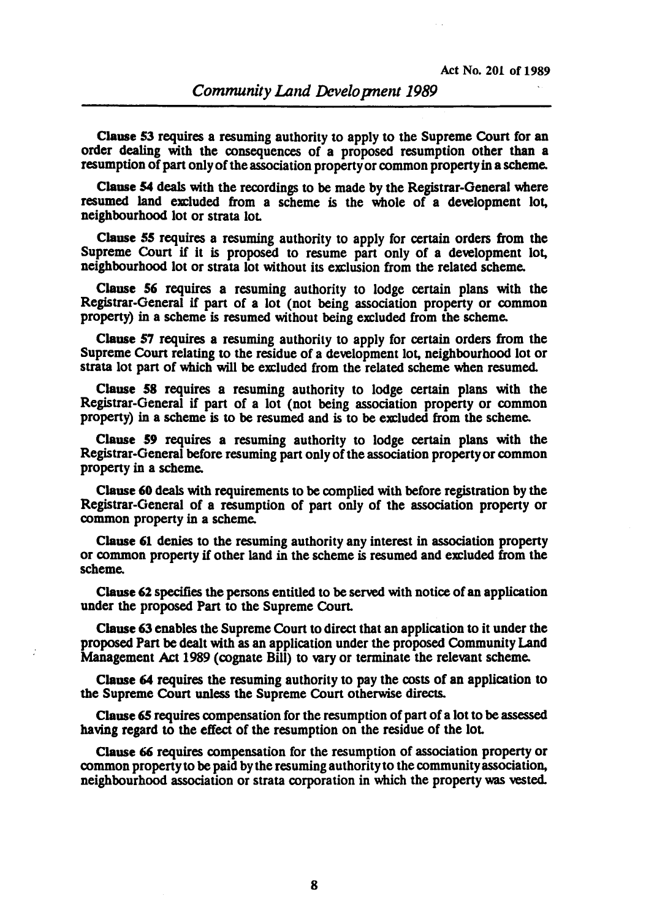**Clause 53** requires a resuming authority to apply to the Supreme Court for an order dealing with the consequences of a proposed resumption other than a resumption of part only of the association property or common property in a scheme.

**Clause 54** deals with the recordings to be made by the Registrar-General where resumed land excluded from a scheme is the whole of a development lot, neighbourhood lot or strata lot.

**Clause 55** requires a resuming authority to apply for certain orders from the Supreme Court if it is proposed to resume part only of a development lot, neighbourhood lot or strata lot without its exclusion from the related scheme.

**Clause 56** requires a resuming authority to lodge certain plans with the Registrar-General if part of a lot (not being association property or common property) in a scheme is resumed without being excluded from the scheme.

**Clause 57** requires a resuming authority to apply for certain orders from the Supreme Court relating to the residue of a development lot, neighbourhood lot or strata lot part of which will be excluded from the related scheme when resumed.

**Clause 58** requires a resuming authority to lodge certain plans with the Registrar-General if part of a lot (not being association property or common property) in a scheme is to be resumed and is to be excluded from the scheme.

**Clause 59** requires a resuming authority to lodge certain plans with the Registrar-General before resuming part only of the association property or common property in a scheme.

**Clause 60** deals with requirements to be complied with before registration by the Registrar-General of a resumption of part only of the association property or common property in a scheme.

**Clause 61** denies to the resuming authority any interest in association property or common property if other land in the scheme is resumed and excluded from the scheme.

**Clause 62** specifies the persons entitled to be served with notice of an application under the proposed Part to the Supreme Court.

**Clause 63** enables the Supreme Court to direct that an application to it under the proposed Part be dealt with as an application under the proposed Community Land Management Act 1989 (cognate Bill) to vary or terminate the relevant scheme.

**Clause 64** requires the resuming authority to pay the costs of an application to the Supreme Court unless the Supreme Court otherwise directs.

**Clause 65** requires compensation for the resumption of part of a lot to be assessed having regard to the effect of the resumption on the residue of the lot.

**Clause 66** requires compensation for the resumption of association property or common property to be paid by the resuming authority to the community association, neighbourhood association or strata corporation in which the property was vested.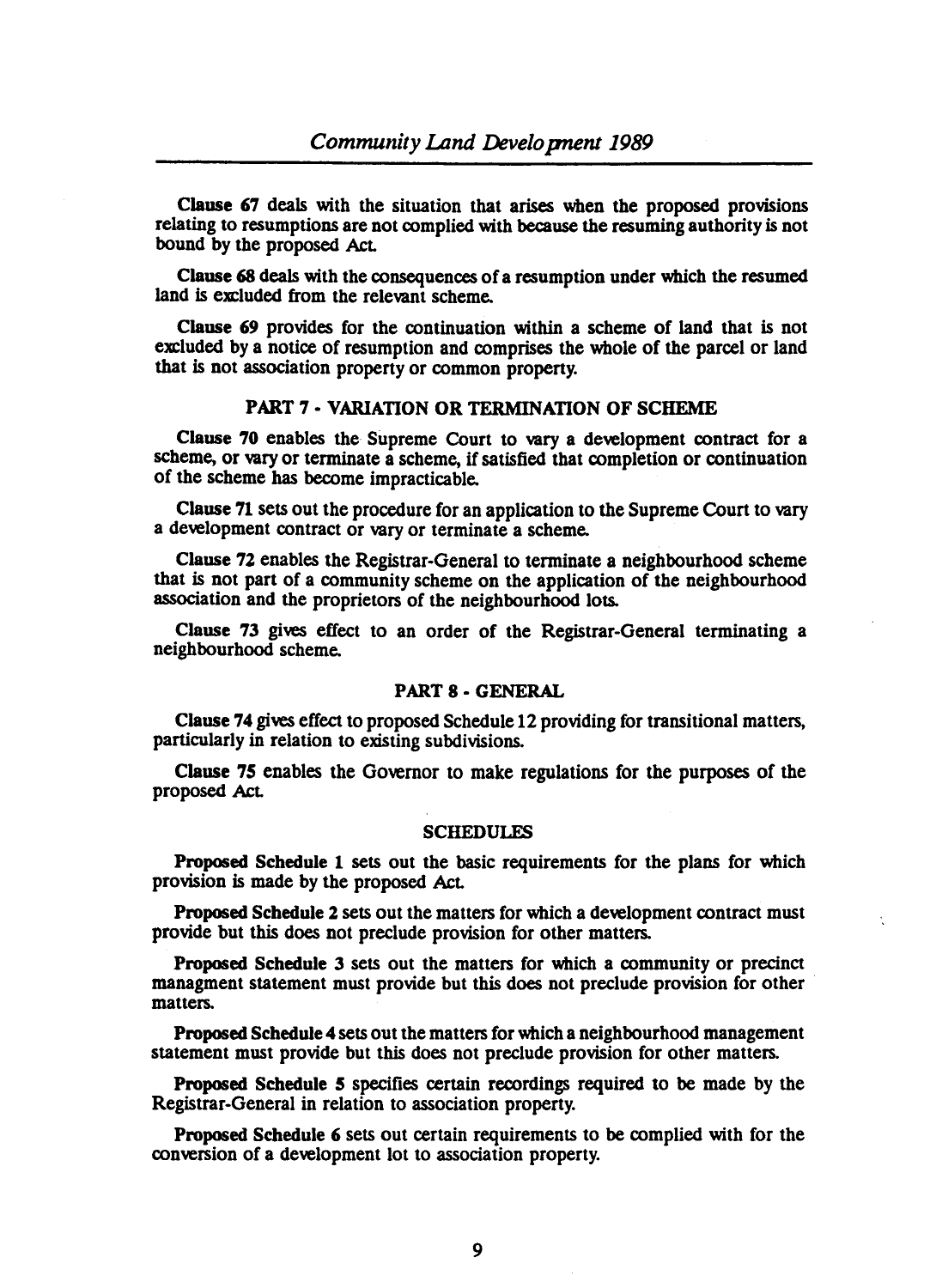**Clause 67** deals with the situation that arises when the proposed provisions relating to resumptions are not complied with because the resuming authority is not bound by the proposed Act.

**Clause 68** deals with the consequences of a resumption under which the resumed land is excluded from the relevant scheme.

**Clause 69** provides for the continuation within a scheme of land that is not excluded by a notice of resumption and comprises the whole of the parcel or land that is not association property or common property.

## PART 7 - VARIATION OR TERMINATION OF SCHEME

**Clause 70** enables the Supreme Court to vary a development contract for a scheme, or vary or terminate a scheme, if satisfied that completion or continuation of the scheme has become impracticable.

**Clause 71** sets out the procedure for an application to the Supreme Court to vary a development contract or vary or terminate a scheme.

**Clause 72** enables the Registrar-General to terminate a neighbourhood scheme that is not part of a community scheme on the application of the neighbourhood association and the proprietors of the neighbourhood lots.

**Clause 73** gives effect to an order of the Registrar-General terminating a neighbourhood scheme.

## PART 8 - GENERAL

**Clause 74** gives effect to proposed Schedule 12 providing for transitional matters, particularly in relation to existing subdivisions.

**Clause 75** enables the Governor to make regulations for the purposes of the proposed Act.

## SCHEDULES

**Proposed Schedule 1** sets out the basic requirements for the plans for which provision is made by the proposed Act.

**Proposed Schedule 2** sets out the matters for which a development contract must provide but this does not preclude provision for other matters.

**Proposed Schedule 3** sets out the matters for which a community or precinct managment statement must provide but this does not preclude provision for other matters.

**Proposed Schedule 4** sets out the matters for which a neighbourhood management statement must provide but this does not preclude provision for other matters.

**Proposed Schedule 5** specifies certain recordings required to be made by the Registrar-General in relation to association property.

**Proposed Schedule 6** sets out certain requirements to be complied with for the conversion of a development lot to association property.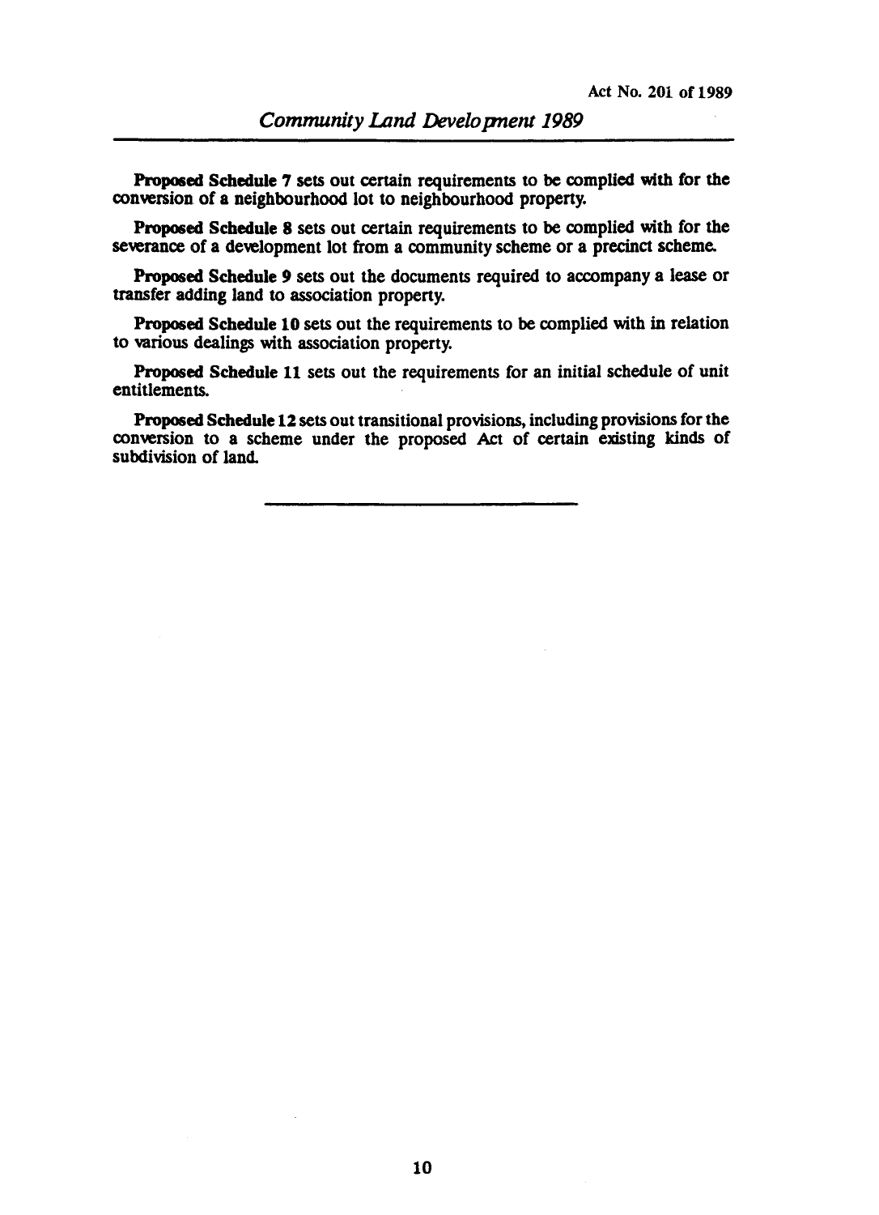**Proposed Schedule 7** sets out certain requirements to be complied with for the conversion of a neighbourhood lot to neighbourhood property.

**Proposed Schedule 8** sets out certain requirements to be complied with for the severance of a development lot from a community scheme or a precinct scheme.

**Proposed Schedule 9** sets out the documents required to accompany a lease or transfer adding land to association property.

**Proposed Schedule 10** sets out the requirements to be complied with in relation to various dealings with association property.

**Proposed Schedule 11** sets out the requirements for an initial schedule of unit entitlements.

**Proposed Schedule 12** sets out transitional provisions, including provisions for the conversion to a scheme under the proposed Act of certain existing kinds of subdivision of land.